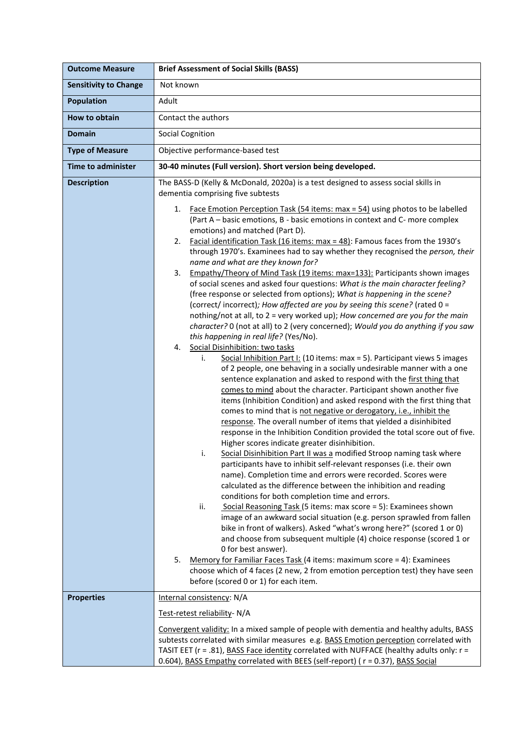| Outcome Measure | Brief Assessment of Social Skills (BASS) |
|---|---|
| **Sensitivity to Change** | Not known |
| **Population** | Adult |
| **How to obtain** | Contact the authors |
| **Domain** | Social Cognition |
| **Type of Measure** | Objective performance-based test |
| **Time to administer** | **30-40 minutes (Full version). Short version being developed.** |
| **Description** | The BASS-D (Kelly & McDonald, 2020a) is a test designed to assess social skills in dementia comprising five subtests<br><br>1. Face Emotion Perception Task (54 items: max = 54) using photos to be labelled (Part A – basic emotions, B - basic emotions in context and C- more complex emotions) and matched (Part D).<br>2. Facial identification Task (16 items: max = 48): Famous faces from the 1930's through 1970's. Examinees had to say whether they recognised the *person, their name and what are they known for?*<br>3. Empathy/Theory of Mind Task (19 items: max=133): Participants shown images of social scenes and asked four questions: *What is the main character feeling?* (free response or selected from options); *What is happening in the scene?* (correct/ incorrect)*; How affected are you by seeing this scene?* (rated 0 = nothing/not at all, to 2 = very worked up); *How concerned are you for the main character?* 0 (not at all) to 2 (very concerned); *Would you do anything if you saw this happening in real life?* (Yes/No).<br>4. Social Disinhibition: two tasks<br>&nbsp;&nbsp;&nbsp;&nbsp;i. Social Inhibition Part I: (10 items: max = 5). Participant views 5 images of 2 people, one behaving in a socially undesirable manner with a one sentence explanation and asked to respond with the first thing that comes to mind about the character. Participant shown another five items (Inhibition Condition) and asked respond with the first thing that comes to mind that is not negative or derogatory, i.e., inhibit the response. The overall number of items that yielded a disinhibited response in the Inhibition Condition provided the total score out of five. Higher scores indicate greater disinhibition.<br>&nbsp;&nbsp;&nbsp;&nbsp;i. Social Disinhibition Part II was a modified Stroop naming task where participants have to inhibit self-relevant responses (i.e. their own name). Completion time and errors were recorded. Scores were calculated as the difference between the inhibition and reading conditions for both completion time and errors.<br>&nbsp;&nbsp;&nbsp;&nbsp;ii. Social Reasoning Task (5 items: max score = 5): Examinees shown image of an awkward social situation (e.g. person sprawled from fallen bike in front of walkers). Asked "what's wrong here?" (scored 1 or 0) and choose from subsequent multiple (4) choice response (scored 1 or 0 for best answer).<br>5. Memory for Familiar Faces Task (4 items: maximum score = 4): Examinees choose which of 4 faces (2 new, 2 from emotion perception test) they have seen before (scored 0 or 1) for each item. |
| **Properties** | Internal consistency: N/A<br><br>Test-retest reliability- N/A<br><br>Convergent validity: In a mixed sample of people with dementia and healthy adults, BASS subtests correlated with similar measures e.g. BASS Emotion perception correlated with TASIT EET (r = .81), BASS Face identity correlated with NUFFACE (healthy adults only: r = 0.604), BASS Empathy correlated with BEES (self-report) ( r = 0.37), BASS Social |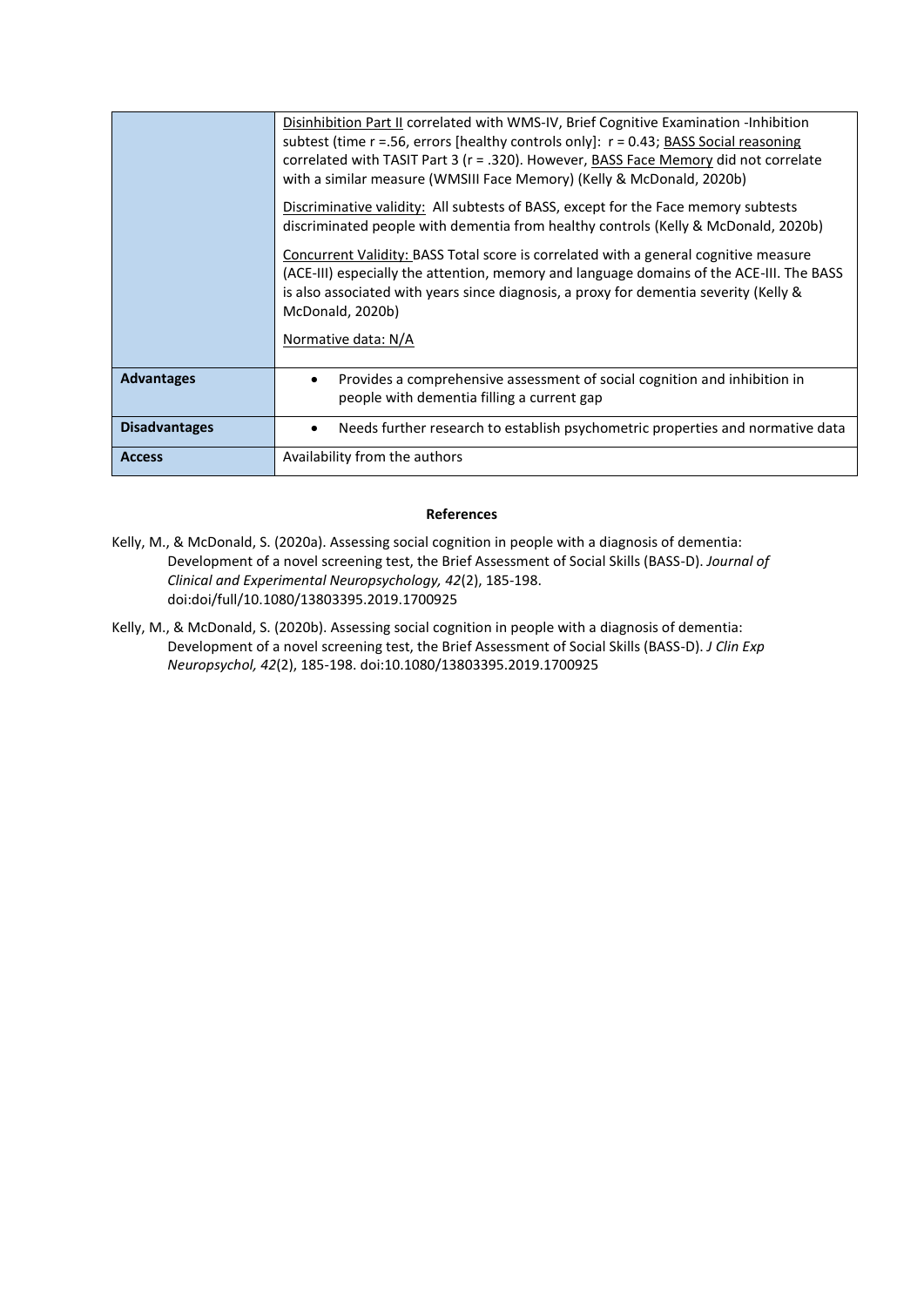| | |
|---|---|
| | Disinhibition Part II correlated with WMS-IV, Brief Cognitive Examination -Inhibition subtest (time r =.56, errors [healthy controls only]: r = 0.43; BASS Social reasoning correlated with TASIT Part 3 (r = .320). However, BASS Face Memory did not correlate with a similar measure (WMSIII Face Memory) (Kelly & McDonald, 2020b)<br><br>Discriminative validity: All subtests of BASS, except for the Face memory subtests discriminated people with dementia from healthy controls (Kelly & McDonald, 2020b)<br><br>Concurrent Validity: BASS Total score is correlated with a general cognitive measure (ACE-III) especially the attention, memory and language domains of the ACE-III. The BASS is also associated with years since diagnosis, a proxy for dementia severity (Kelly & McDonald, 2020b)<br><br>Normative data: N/A |
| **Advantages** | • Provides a comprehensive assessment of social cognition and inhibition in people with dementia filling a current gap |
| **Disadvantages** | • Needs further research to establish psychometric properties and normative data |
| **Access** | Availability from the authors |

**References**

Kelly, M., & McDonald, S. (2020a). Assessing social cognition in people with a diagnosis of dementia: Development of a novel screening test, the Brief Assessment of Social Skills (BASS-D). *Journal of Clinical and Experimental Neuropsychology, 42*(2), 185-198. doi:doi/full/10.1080/13803395.2019.1700925

Kelly, M., & McDonald, S. (2020b). Assessing social cognition in people with a diagnosis of dementia: Development of a novel screening test, the Brief Assessment of Social Skills (BASS-D). *J Clin Exp Neuropsychol, 42*(2), 185-198. doi:10.1080/13803395.2019.1700925